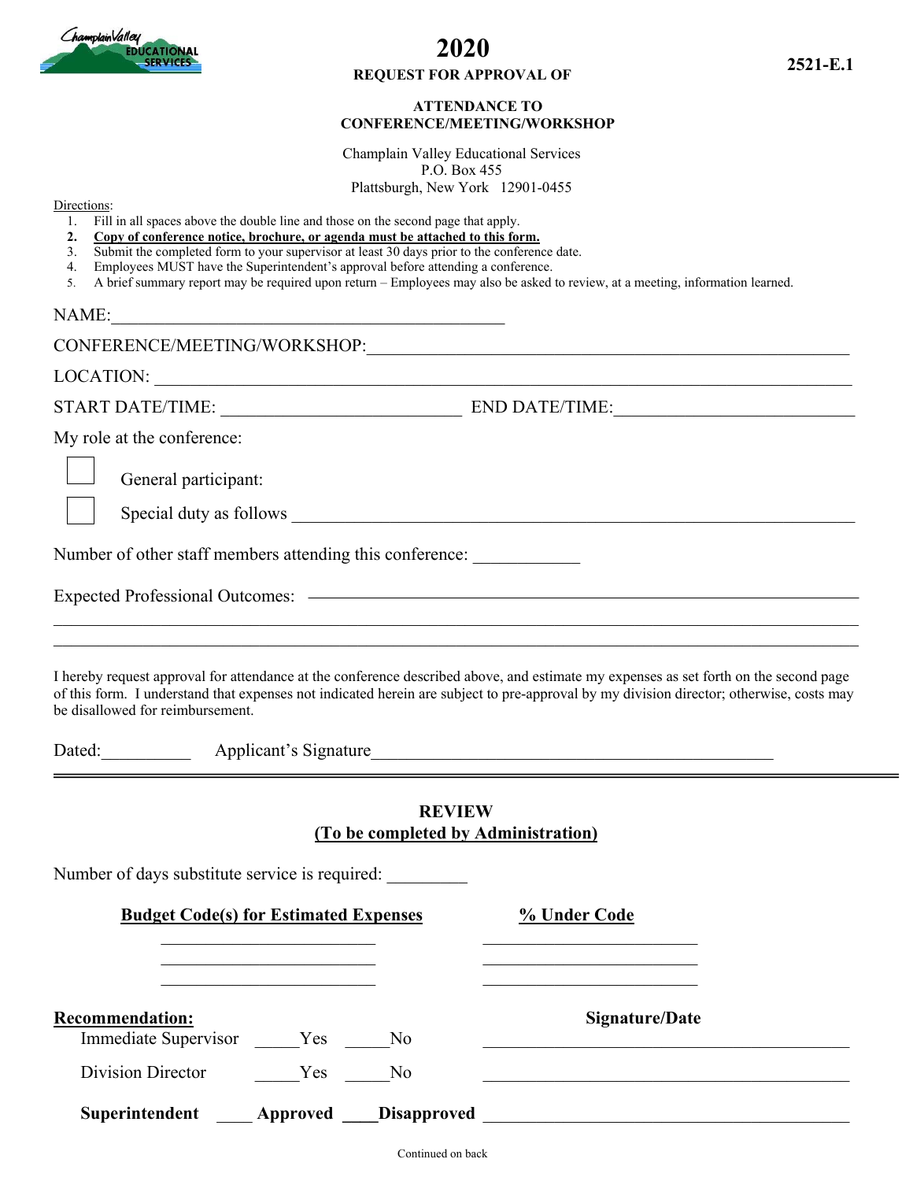# 2020

**2521-E.1**

**REQUEST FOR APPROVAL OF**

**ATTENDANCE TO CONFERENCE/MEETING/WORKSHOP**

Champlain Valley Educational Services
P.O. Box 455
Plattsburgh, New York 12901-0455

Directions:

1. Fill in all spaces above the double line and those on the second page that apply.
2. **Copy of conference notice, brochure, or agenda must be attached to this form.**
3. Submit the completed form to your supervisor at least 30 days prior to the conference date.
4. Employees MUST have the Superintendent's approval before attending a conference.
5. A brief summary report may be required upon return – Employees may also be asked to review, at a meeting, information learned.

NAME:_______________________________________________

CONFERENCE/MEETING/WORKSHOP:_______________________________________________

LOCATION: _______________________________________________

START DATE/TIME: ___________________________ END DATE/TIME:___________________________

My role at the conference:

☐ General participant:

☐ Special duty as follows _______________________________________________

Number of other staff members attending this conference: ____________

Expected Professional Outcomes: _______________________________________________

_______________________________________________

_______________________________________________

I hereby request approval for attendance at the conference described above, and estimate my expenses as set forth on the second page of this form. I understand that expenses not indicated herein are subject to pre-approval by my division director; otherwise, costs may be disallowed for reimbursement.

Dated:__________ Applicant's Signature_______________________________________________

---

## REVIEW
**(To be completed by Administration)**

Number of days substitute service is required: _________

| **Budget Code(s) for Estimated Expenses** | **% Under Code** |
|---|---|
| ________________________ | ________________________ |
| ________________________ | ________________________ |
| ________________________ | ________________________ |

**Recommendation:** **Signature/Date**

Immediate Supervisor _____Yes _____No _______________________________________________

Division Director _____Yes _____No _______________________________________________

**Superintendent ____ Approved ____Disapproved** _______________________________________________

Continued on back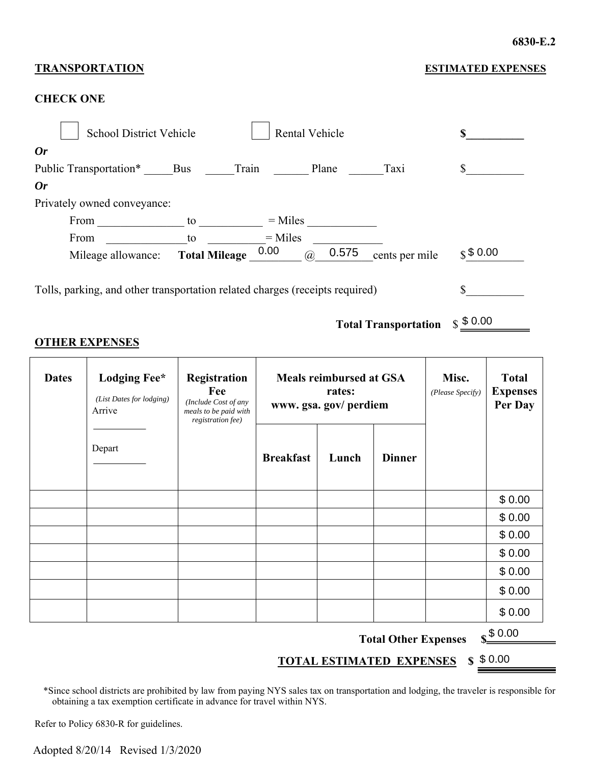6830-E.2

**TRANSPORTATION** **ESTIMATED EXPENSES**

**CHECK ONE**

☐ School District Vehicle ☐ Rental Vehicle **$__________**

***Or***

Public Transportation* _____Bus _____Train ______ Plane ______Taxi $__________

***Or***

Privately owned conveyance:

From _______________ to ___________ = Miles ____________

From ______________to __________= Miles ____________

Mileage allowance: **Total Mileage** 0.00 @ 0.575 cents per mile $ $ 0.00

Tolls, parking, and other transportation related charges (receipts required) $__________

**Total Transportation** $ $ 0.00

**OTHER EXPENSES**

| **Dates** | **Lodging Fee*** *(List Dates for lodging)* Arrive ________ Depart ________ | **Registration Fee** *(Include Cost of any meals to be paid with registration fee)* | **Meals reimbursed at GSA rates: www. gsa. gov/ perdiem** | | | **Misc.** *(Please Specify)* | **Total Expenses Per Day** |
|---|---|---|---|---|---|---|---|
| | | | **Breakfast** | **Lunch** | **Dinner** | | |
| | | | | | | | $ 0.00 |
| | | | | | | | $ 0.00 |
| | | | | | | | $ 0.00 |
| | | | | | | | $ 0.00 |
| | | | | | | | $ 0.00 |
| | | | | | | | $ 0.00 |
| | | | | | | | $ 0.00 |

**Total Other Expenses** **$** $ 0.00

**TOTAL ESTIMATED EXPENSES** **$** $ 0.00

*Since school districts are prohibited by law from paying NYS sales tax on transportation and lodging, the traveler is responsible for obtaining a tax exemption certificate in advance for travel within NYS.

Refer to Policy 6830-R for guidelines.

Adopted 8/20/14 Revised 1/3/2020